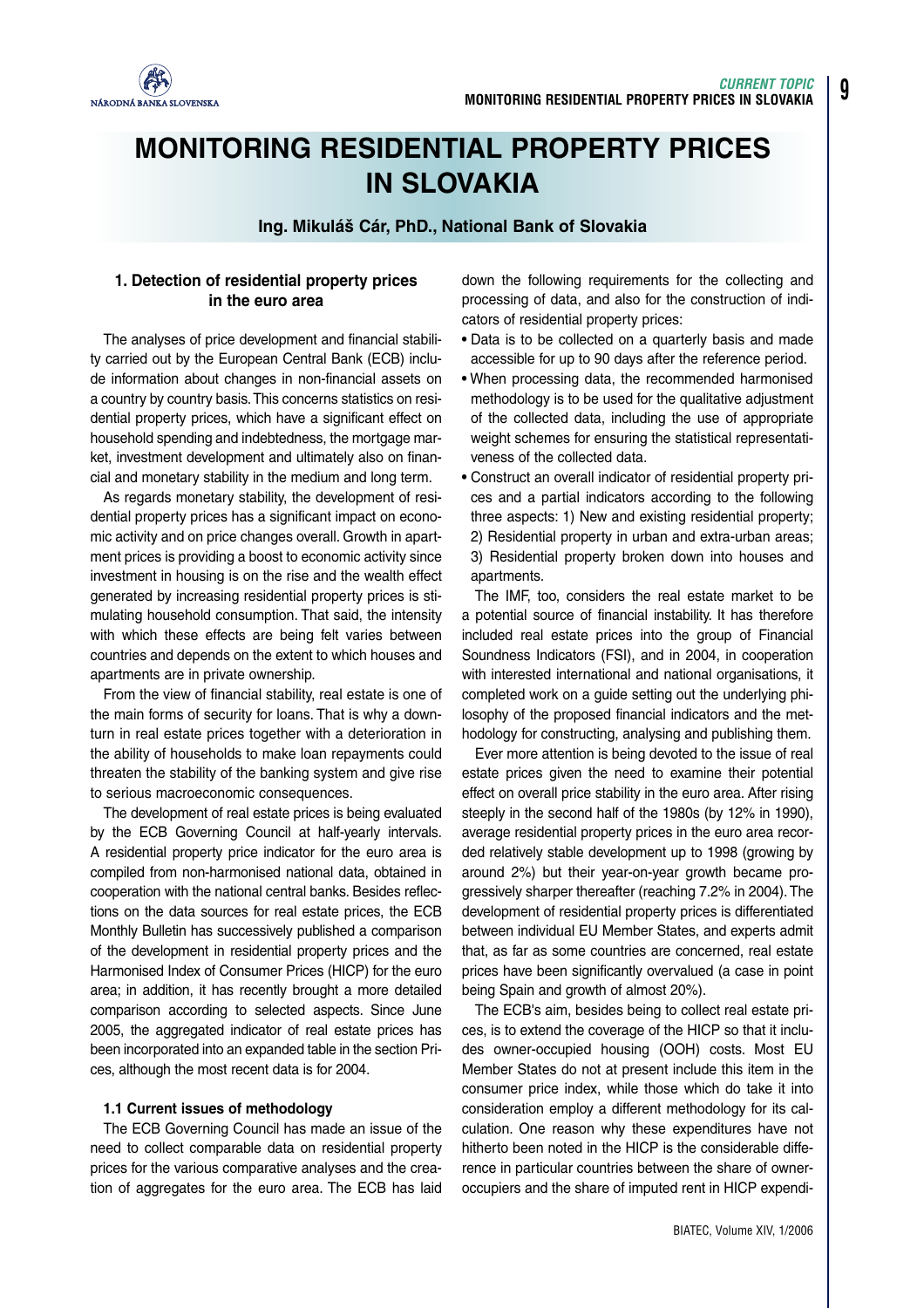# MONITORING RESIDENTIAL PROPERTY PRICES IN SLOVAKIA

**Ing. Mikuláš Cár, PhD., National Bank of Slovakia**

## 1. Detection of residential property prices in the euro area

The analyses of price development and financial stability carried out by the European Central Bank (ECB) include information about changes in non-financial assets on a country by country basis. This concerns statistics on residential property prices, which have a significant effect on household spending and indebtedness, the mortgage market, investment development and ultimately also on financial and monetary stability in the medium and long term.

As regards monetary stability, the development of residential property prices has a significant impact on economic activity and on price changes overall. Growth in apartment prices is providing a boost to economic activity since investment in housing is on the rise and the wealth effect generated by increasing residential property prices is stimulating household consumption. That said, the intensity with which these effects are being felt varies between countries and depends on the extent to which houses and apartments are in private ownership.

From the view of financial stability, real estate is one of the main forms of security for loans. That is why a downturn in real estate prices together with a deterioration in the ability of households to make loan repayments could threaten the stability of the banking system and give rise to serious macroeconomic consequences.

The development of real estate prices is being evaluated by the ECB Governing Council at half-yearly intervals. A residential property price indicator for the euro area is compiled from non-harmonised national data, obtained in cooperation with the national central banks. Besides reflections on the data sources for real estate prices, the ECB Monthly Bulletin has successively published a comparison of the development in residential property prices and the Harmonised Index of Consumer Prices (HICP) for the euro area; in addition, it has recently brought a more detailed comparison according to selected aspects. Since June 2005, the aggregated indicator of real estate prices has been incorporated into an expanded table in the section Prices, although the most recent data is for 2004.

### 1.1 Current issues of methodology

The ECB Governing Council has made an issue of the need to collect comparable data on residential property prices for the various comparative analyses and the creation of aggregates for the euro area. The ECB has laid down the following requirements for the collecting and processing of data, and also for the construction of indicators of residential property prices:

- Data is to be collected on a quarterly basis and made accessible for up to 90 days after the reference period.
- When processing data, the recommended harmonised methodology is to be used for the qualitative adjustment of the collected data, including the use of appropriate weight schemes for ensuring the statistical representativeness of the collected data.
- Construct an overall indicator of residential property prices and a partial indicators according to the following three aspects: 1) New and existing residential property; 2) Residential property in urban and extra-urban areas; 3) Residential property broken down into houses and apartments.

The IMF, too, considers the real estate market to be a potential source of financial instability. It has therefore included real estate prices into the group of Financial Soundness Indicators (FSI), and in 2004, in cooperation with interested international and national organisations, it completed work on a guide setting out the underlying philosophy of the proposed financial indicators and the methodology for constructing, analysing and publishing them.

Ever more attention is being devoted to the issue of real estate prices given the need to examine their potential effect on overall price stability in the euro area. After rising steeply in the second half of the 1980s (by 12% in 1990), average residential property prices in the euro area recorded relatively stable development up to 1998 (growing by around 2%) but their year-on-year growth became progressively sharper thereafter (reaching 7.2% in 2004). The development of residential property prices is differentiated between individual EU Member States, and experts admit that, as far as some countries are concerned, real estate prices have been significantly overvalued (a case in point being Spain and growth of almost 20%).

The ECB's aim, besides being to collect real estate prices, is to extend the coverage of the HICP so that it includes owner-occupied housing (OOH) costs. Most EU Member States do not at present include this item in the consumer price index, while those which do take it into consideration employ a different methodology for its calculation. One reason why these expenditures have not hitherto been noted in the HICP is the considerable difference in particular countries between the share of owner-occupiers and the share of imputed rent in HICP expendi-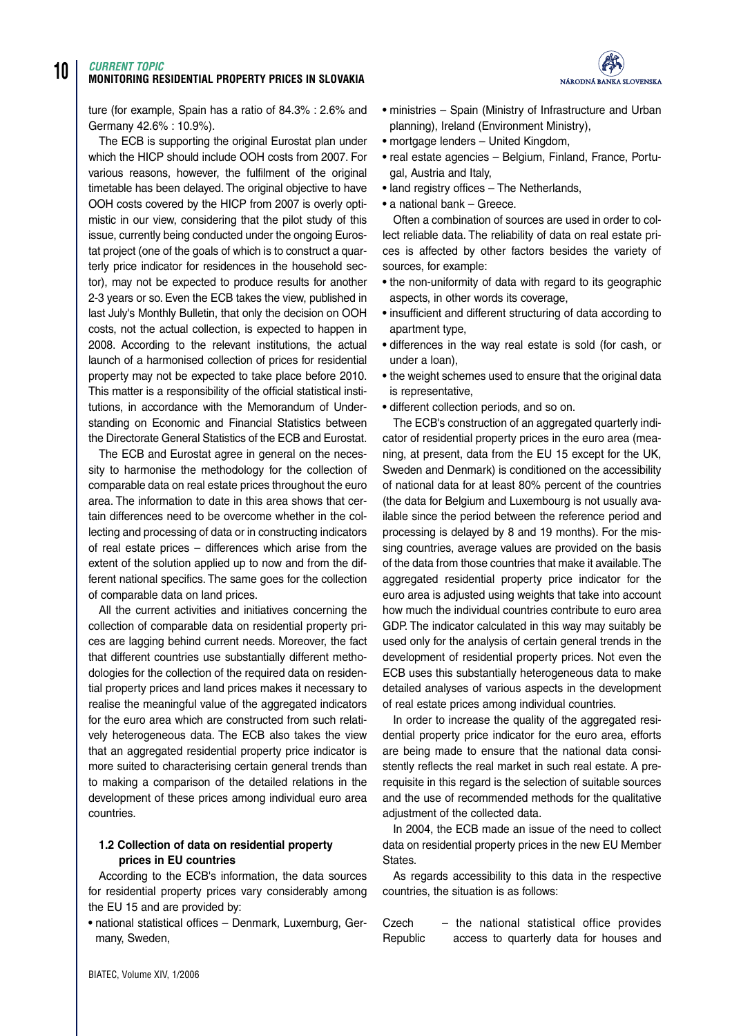ture (for example, Spain has a ratio of 84.3% : 2.6% and Germany 42.6% : 10.9%).

The ECB is supporting the original Eurostat plan under which the HICP should include OOH costs from 2007. For various reasons, however, the fulfilment of the original timetable has been delayed. The original objective to have OOH costs covered by the HICP from 2007 is overly optimistic in our view, considering that the pilot study of this issue, currently being conducted under the ongoing Eurostat project (one of the goals of which is to construct a quarterly price indicator for residences in the household sector), may not be expected to produce results for another 2-3 years or so. Even the ECB takes the view, published in last July's Monthly Bulletin, that only the decision on OOH costs, not the actual collection, is expected to happen in 2008. According to the relevant institutions, the actual launch of a harmonised collection of prices for residential property may not be expected to take place before 2010. This matter is a responsibility of the official statistical institutions, in accordance with the Memorandum of Understanding on Economic and Financial Statistics between the Directorate General Statistics of the ECB and Eurostat.

The ECB and Eurostat agree in general on the necessity to harmonise the methodology for the collection of comparable data on real estate prices throughout the euro area. The information to date in this area shows that certain differences need to be overcome whether in the collecting and processing of data or in constructing indicators of real estate prices – differences which arise from the extent of the solution applied up to now and from the different national specifics. The same goes for the collection of comparable data on land prices.

All the current activities and initiatives concerning the collection of comparable data on residential property prices are lagging behind current needs. Moreover, the fact that different countries use substantially different methodologies for the collection of the required data on residential property prices and land prices makes it necessary to realise the meaningful value of the aggregated indicators for the euro area which are constructed from such relatively heterogeneous data. The ECB also takes the view that an aggregated residential property price indicator is more suited to characterising certain general trends than to making a comparison of the detailed relations in the development of these prices among individual euro area countries.

### 1.2 Collection of data on residential property prices in EU countries

According to the ECB's information, the data sources for residential property prices vary considerably among the EU 15 and are provided by:

- national statistical offices – Denmark, Luxemburg, Germany, Sweden,
- ministries – Spain (Ministry of Infrastructure and Urban planning), Ireland (Environment Ministry),
- mortgage lenders – United Kingdom,
- real estate agencies – Belgium, Finland, France, Portugal, Austria and Italy,
- land registry offices – The Netherlands,
- a national bank – Greece.

Often a combination of sources are used in order to collect reliable data. The reliability of data on real estate prices is affected by other factors besides the variety of sources, for example:

- the non-uniformity of data with regard to its geographic aspects, in other words its coverage,
- insufficient and different structuring of data according to apartment type,
- differences in the way real estate is sold (for cash, or under a loan),
- the weight schemes used to ensure that the original data is representative,
- different collection periods, and so on.

The ECB's construction of an aggregated quarterly indicator of residential property prices in the euro area (meaning, at present, data from the EU 15 except for the UK, Sweden and Denmark) is conditioned on the accessibility of national data for at least 80% percent of the countries (the data for Belgium and Luxembourg is not usually available since the period between the reference period and processing is delayed by 8 and 19 months). For the missing countries, average values are provided on the basis of the data from those countries that make it available. The aggregated residential property price indicator for the euro area is adjusted using weights that take into account how much the individual countries contribute to euro area GDP. The indicator calculated in this way may suitably be used only for the analysis of certain general trends in the development of residential property prices. Not even the ECB uses this substantially heterogeneous data to make detailed analyses of various aspects in the development of real estate prices among individual countries.

In order to increase the quality of the aggregated residential property price indicator for the euro area, efforts are being made to ensure that the national data consistently reflects the real market in such real estate. A prerequisite in this regard is the selection of suitable sources and the use of recommended methods for the qualitative adjustment of the collected data.

In 2004, the ECB made an issue of the need to collect data on residential property prices in the new EU Member States.

As regards accessibility to this data in the respective countries, the situation is as follows:

Czech Republic – the national statistical office provides access to quarterly data for houses and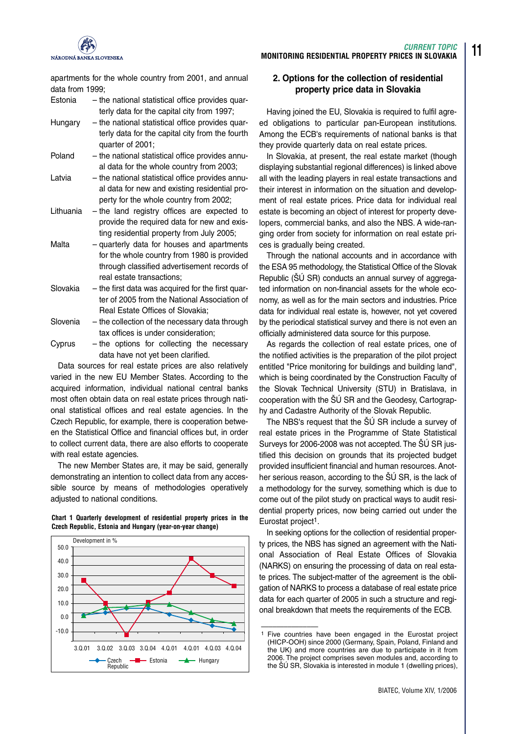apartments for the whole country from 2001, and annual data from 1999;

Estonia – the national statistical office provides quarterly data for the capital city from 1997;

Hungary – the national statistical office provides quarterly data for the capital city from the fourth quarter of 2001;

Poland – the national statistical office provides annual data for the whole country from 2003;

Latvia – the national statistical office provides annual data for new and existing residential property for the whole country from 2002;

Lithuania – the land registry offices are expected to provide the required data for new and existing residential property from July 2005;

Malta – quarterly data for houses and apartments for the whole country from 1980 is provided through classified advertisement records of real estate transactions;

Slovakia – the first data was acquired for the first quarter of 2005 from the National Association of Real Estate Offices of Slovakia;

Slovenia – the collection of the necessary data through tax offices is under consideration;

Cyprus – the options for collecting the necessary data have not yet been clarified.

Data sources for real estate prices are also relatively varied in the new EU Member States. According to the acquired information, individual national central banks most often obtain data on real estate prices through national statistical offices and real estate agencies. In the Czech Republic, for example, there is cooperation between the Statistical Office and financial offices but, in order to collect current data, there are also efforts to cooperate with real estate agencies.

The new Member States are, it may be said, generally demonstrating an intention to collect data from any accessible source by means of methodologies operatively adjusted to national conditions.

**Chart 1 Quarterly development of residential property prices in the Czech Republic, Estonia and Hungary (year-on-year change)**

Development in %

Legend: Czech Republic, Estonia, Hungary

Quarters: 3.Q.01, 3.Q.02, 3.Q.03, 3.Q.04, 4.Q.01, 4.Q.01, 4.Q.03, 4.Q.04

## 2. Options for the collection of residential property price data in Slovakia

Having joined the EU, Slovakia is required to fulfil agreed obligations to particular pan-European institutions. Among the ECB's requirements of national banks is that they provide quarterly data on real estate prices.

In Slovakia, at present, the real estate market (though displaying substantial regional differences) is linked above all with the leading players in real estate transactions and their interest in information on the situation and development of real estate prices. Price data for individual real estate is becoming an object of interest for property developers, commercial banks, and also the NBS. A wide-ranging order from society for information on real estate prices is gradually being created.

Through the national accounts and in accordance with the ESA 95 methodology, the Statistical Office of the Slovak Republic (ŠÚ SR) conducts an annual survey of aggregated information on non-financial assets for the whole economy, as well as for the main sectors and industries. Price data for individual real estate is, however, not yet covered by the periodical statistical survey and there is not even an officially administered data source for this purpose.

As regards the collection of real estate prices, one of the notified activities is the preparation of the pilot project entitled "Price monitoring for buildings and building land", which is being coordinated by the Construction Faculty of the Slovak Technical University (STU) in Bratislava, in cooperation with the ŠÚ SR and the Geodesy, Cartography and Cadastre Authority of the Slovak Republic.

The NBS's request that the ŠÚ SR include a survey of real estate prices in the Programme of State Statistical Surveys for 2006-2008 was not accepted. The ŠÚ SR justified this decision on grounds that its projected budget provided insufficient financial and human resources. Another serious reason, according to the ŠÚ SR, is the lack of a methodology for the survey, something which is due to come out of the pilot study on practical ways to audit residential property prices, now being carried out under the Eurostat project[1].

In seeking options for the collection of residential property prices, the NBS has signed an agreement with the National Association of Real Estate Offices of Slovakia (NARKS) on ensuring the processing of data on real estate prices. The subject-matter of the agreement is the obligation of NARKS to process a database of real estate price data for each quarter of 2005 in such a structure and regional breakdown that meets the requirements of the ECB.

---

[1] Five countries have been engaged in the Eurostat project (HICP-OOH) since 2000 (Germany, Spain, Poland, Finland and the UK) and more countries are due to participate in it from 2006. The project comprises seven modules and, according to the ŠÚ SR, Slovakia is interested in module 1 (dwelling prices),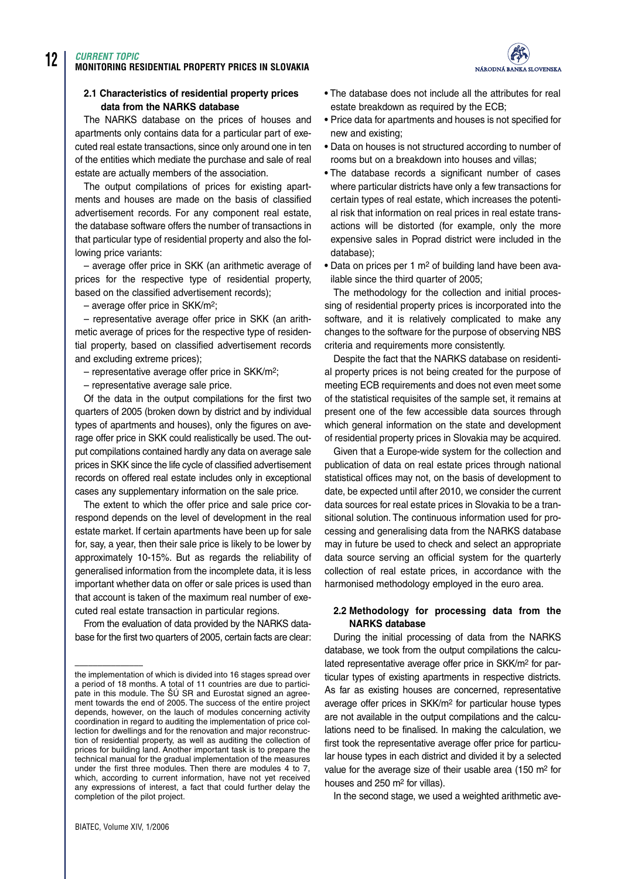### 2.1 Characteristics of residential property prices data from the NARKS database

The NARKS database on the prices of houses and apartments only contains data for a particular part of executed real estate transactions, since only around one in ten of the entities which mediate the purchase and sale of real estate are actually members of the association.

The output compilations of prices for existing apartments and houses are made on the basis of classified advertisement records. For any component real estate, the database software offers the number of transactions in that particular type of residential property and also the following price variants:

– average offer price in SKK (an arithmetic average of prices for the respective type of residential property, based on the classified advertisement records);

– average offer price in SKK/m$^2$;

– representative average offer price in SKK (an arithmetic average of prices for the respective type of residential property, based on classified advertisement records and excluding extreme prices);

– representative average offer price in SKK/m$^2$;

– representative average sale price.

Of the data in the output compilations for the first two quarters of 2005 (broken down by district and by individual types of apartments and houses), only the figures on average offer price in SKK could realistically be used. The output compilations contained hardly any data on average sale prices in SKK since the life cycle of classified advertisement records on offered real estate includes only in exceptional cases any supplementary information on the sale price.

The extent to which the offer price and sale price correspond depends on the level of development in the real estate market. If certain apartments have been up for sale for, say, a year, then their sale price is likely to be lower by approximately 10-15%. But as regards the reliability of generalised information from the incomplete data, it is less important whether data on offer or sale prices is used than that account is taken of the maximum real number of executed real estate transaction in particular regions.

From the evaluation of data provided by the NARKS database for the first two quarters of 2005, certain facts are clear:

- The database does not include all the attributes for real estate breakdown as required by the ECB;
- Price data for apartments and houses is not specified for new and existing;
- Data on houses is not structured according to number of rooms but on a breakdown into houses and villas;
- The database records a significant number of cases where particular districts have only a few transactions for certain types of real estate, which increases the potential risk that information on real prices in real estate transactions will be distorted (for example, only the more expensive sales in Poprad district were included in the database);
- Data on prices per 1 m$^2$ of building land have been available since the third quarter of 2005;

The methodology for the collection and initial processing of residential property prices is incorporated into the software, and it is relatively complicated to make any changes to the software for the purpose of observing NBS criteria and requirements more consistently.

Despite the fact that the NARKS database on residential property prices is not being created for the purpose of meeting ECB requirements and does not even meet some of the statistical requisites of the sample set, it remains at present one of the few accessible data sources through which general information on the state and development of residential property prices in Slovakia may be acquired.

Given that a Europe-wide system for the collection and publication of data on real estate prices through national statistical offices may not, on the basis of development to date, be expected until after 2010, we consider the current data sources for real estate prices in Slovakia to be a transitional solution. The continuous information used for processing and generalising data from the NARKS database may in future be used to check and select an appropriate data source serving an official system for the quarterly collection of real estate prices, in accordance with the harmonised methodology employed in the euro area.

### 2.2 Methodology for processing data from the NARKS database

During the initial processing of data from the NARKS database, we took from the output compilations the calculated representative average offer price in SKK/m$^2$ for particular types of existing apartments in respective districts. As far as existing houses are concerned, representative average offer prices in SKK/m$^2$ for particular house types are not available in the output compilations and the calculations need to be finalised. In making the calculation, we first took the representative average offer price for particular house types in each district and divided it by a selected value for the average size of their usable area (150 m$^2$ for houses and 250 m$^2$ for villas).

In the second stage, we used a weighted arithmetic ave-

---

the implementation of which is divided into 16 stages spread over a period of 18 months. A total of 11 countries are due to participate in this module. The ŠÚ SR and Eurostat signed an agreement towards the end of 2005. The success of the entire project depends, however, on the lauch of modules concerning activity coordination in regard to auditing the implementation of price collection for dwellings and for the renovation and major reconstruction of residential property, as well as auditing the collection of prices for building land. Another important task is to prepare the technical manual for the gradual implementation of the measures under the first three modules. Then there are modules 4 to 7, which, according to current information, have not yet received any expressions of interest, a fact that could further delay the completion of the pilot project.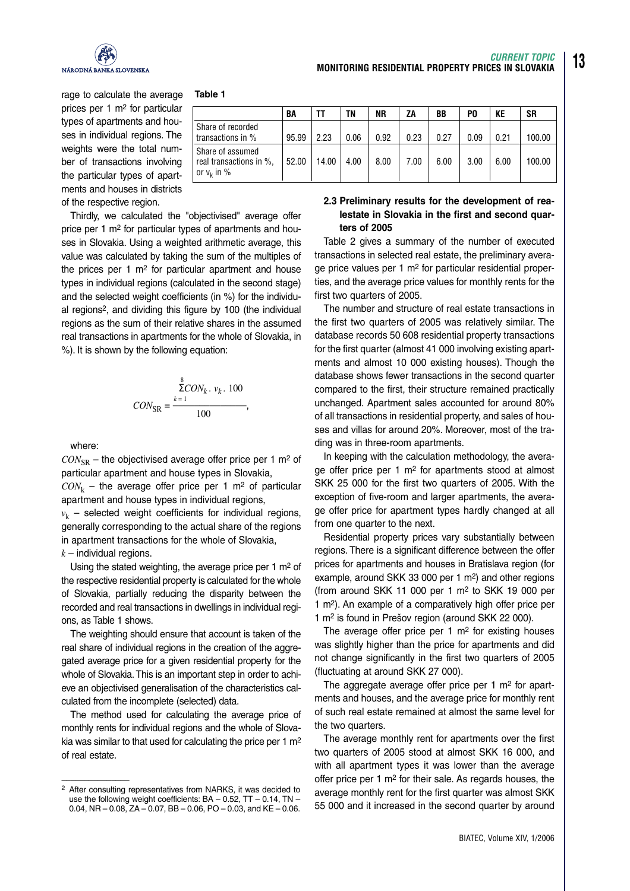rage to calculate the average prices per 1 m[2] for particular types of apartments and houses in individual regions. The weights were the total number of transactions involving the particular types of apartments and houses in districts of the respective region.

**Table 1**

| | BA | TT | TN | NR | ZA | BB | PO | KE | SR |
|---|---|---|---|---|---|---|---|---|---|
| Share of recorded transactions in % | 95.99 | 2.23 | 0.06 | 0.92 | 0.23 | 0.27 | 0.09 | 0.21 | 100.00 |
| Share of assumed real transactions in %, or $v_k$ in % | 52.00 | 14.00 | 4.00 | 8.00 | 7.00 | 6.00 | 3.00 | 6.00 | 100.00 |

Thirdly, we calculated the "objectivised" average offer price per 1 m[2] for particular types of apartments and houses in Slovakia. Using a weighted arithmetic average, this value was calculated by taking the sum of the multiples of the prices per 1 m[2] for particular apartment and house types in individual regions (calculated in the second stage) and the selected weight coefficients (in %) for the individual regions[2], and dividing this figure by 100 (the individual regions as the sum of their relative shares in the assumed real transactions in apartments for the whole of Slovakia, in %). It is shown by the following equation:

$$CON_{SR} = \frac{\sum_{k=1}^{8} CON_k \cdot v_k \cdot 100}{100},$$

where:

$CON_{SR}$ – the objectivised average offer price per 1 m[2] of particular apartment and house types in Slovakia,

$CON_k$ – the average offer price per 1 m[2] of particular apartment and house types in individual regions,

$v_k$ – selected weight coefficients for individual regions, generally corresponding to the actual share of the regions in apartment transactions for the whole of Slovakia,

$k$ – individual regions.

Using the stated weighting, the average price per 1 m[2] of the respective residential property is calculated for the whole of Slovakia, partially reducing the disparity between the recorded and real transactions in dwellings in individual regions, as Table 1 shows.

The weighting should ensure that account is taken of the real share of individual regions in the creation of the aggregated average price for a given residential property for the whole of Slovakia. This is an important step in order to achieve an objectivised generalisation of the characteristics calculated from the incomplete (selected) data.

The method used for calculating the average price of monthly rents for individual regions and the whole of Slovakia was similar to that used for calculating the price per 1 m[2] of real estate.

### 2.3 Preliminary results for the development of realestate in Slovakia in the first and second quarters of 2005

Table 2 gives a summary of the number of executed transactions in selected real estate, the preliminary average price values per 1 m[2] for particular residential properties, and the average price values for monthly rents for the first two quarters of 2005.

The number and structure of real estate transactions in the first two quarters of 2005 was relatively similar. The database records 50 608 residential property transactions for the first quarter (almost 41 000 involving existing apartments and almost 10 000 existing houses). Though the database shows fewer transactions in the second quarter compared to the first, their structure remained practically unchanged. Apartment sales accounted for around 80% of all transactions in residential property, and sales of houses and villas for around 20%. Moreover, most of the trading was in three-room apartments.

In keeping with the calculation methodology, the average offer price per 1 m[2] for apartments stood at almost SKK 25 000 for the first two quarters of 2005. With the exception of five-room and larger apartments, the average offer price for apartment types hardly changed at all from one quarter to the next.

Residential property prices vary substantially between regions. There is a significant difference between the offer prices for apartments and houses in Bratislava region (for example, around SKK 33 000 per 1 m[2]) and other regions (from around SKK 11 000 per 1 m[2] to SKK 19 000 per 1 m[2]). An example of a comparatively high offer price per 1 m[2] is found in Prešov region (around SKK 22 000).

The average offer price per 1 m[2] for existing houses was slightly higher than the price for apartments and did not change significantly in the first two quarters of 2005 (fluctuating at around SKK 27 000).

The aggregate average offer price per 1 m[2] for apartments and houses, and the average price for monthly rent of such real estate remained at almost the same level for the two quarters.

The average monthly rent for apartments over the first two quarters of 2005 stood at almost SKK 16 000, and with all apartment types it was lower than the average offer price per 1 m[2] for their sale. As regards houses, the average monthly rent for the first quarter was almost SKK 55 000 and it increased in the second quarter by around

---

[2] After consulting representatives from NARKS, it was decided to use the following weight coefficients: BA – 0.52, TT – 0.14, TN – 0.04, NR – 0.08, ZA – 0.07, BB – 0.06, PO – 0.03, and KE – 0.06.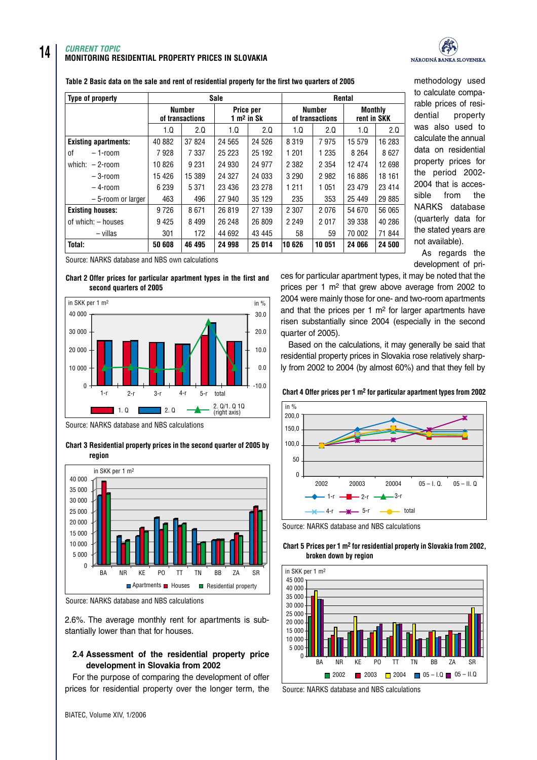Table 2 Basic data on the sale and rent of residential property for the first two quarters of 2005

| Type of property | Sale | | | | Rental | | | |
|---|---|---|---|---|---|---|---|---|
| | Number of transactions | | Price per 1 m² in Sk | | Number of transactions | | Monthly rent in SKK | |
| | 1.Q | 2.Q | 1.Q | 2.Q | 1.Q | 2.Q | 1.Q | 2.Q |
| **Existing apartments:** | 40 882 | 37 824 | 24 565 | 24 526 | 8 319 | 7 975 | 15 579 | 16 283 |
| of – 1-room | 7 928 | 7 337 | 25 223 | 25 192 | 1 201 | 1 235 | 8 264 | 8 627 |
| which: – 2-room | 10 826 | 9 231 | 24 930 | 24 977 | 2 382 | 2 354 | 12 474 | 12 698 |
| – 3-room | 15 426 | 15 389 | 24 327 | 24 033 | 3 290 | 2 982 | 16 886 | 18 161 |
| – 4-room | 6 239 | 5 371 | 23 436 | 23 278 | 1 211 | 1 051 | 23 479 | 23 414 |
| – 5-room or larger | 463 | 496 | 27 940 | 35 129 | 235 | 353 | 25 449 | 29 885 |
| **Existing houses:** | 9 726 | 8 671 | 26 819 | 27 139 | 2 307 | 2 076 | 54 670 | 56 065 |
| of which: – houses | 9 425 | 8 499 | 26 248 | 26 809 | 2 249 | 2 017 | 39 338 | 40 286 |
| – villas | 301 | 172 | 44 692 | 43 445 | 58 | 59 | 70 002 | 71 844 |
| **Total:** | **50 608** | **46 495** | **24 998** | **25 014** | **10 626** | **10 051** | **24 066** | **24 500** |

Source: NARKS database and NBS own calculations

Chart 2 Offer prices for particular apartment types in the first and second quarters of 2005

Source: NARKS database and NBS calculations

Chart 3 Residential property prices in the second quarter of 2005 by region

Source: NARKS database and NBS calculations

2.6%. The average monthly rent for apartments is substantially lower than that for houses.

### 2.4 Assessment of the residential property price development in Slovakia from 2002

For the purpose of comparing the development of offer prices for residential property over the longer term, the methodology used to calculate comparable prices of residential property was also used to calculate the annual data on residential property prices for the period 2002-2004 that is accessible from the NARKS database (quarterly data for the stated years are not available).

As regards the development of prices for particular apartment types, it may be noted that the prices per 1 m² that grew above average from 2002 to 2004 were mainly those for one- and two-room apartments and that the prices per 1 m² for larger apartments have risen substantially since 2004 (especially in the second quarter of 2005).

Based on the calculations, it may generally be said that residential property prices in Slovakia rose relatively sharply from 2002 to 2004 (by almost 60%) and that they fell by

Chart 4 Offer prices per 1 m² for particular apartment types from 2002

Source: NARKS database and NBS calculations

Chart 5 Prices per 1 m² for residential property in Slovakia from 2002, broken down by region

Source: NARKS database and NBS calculations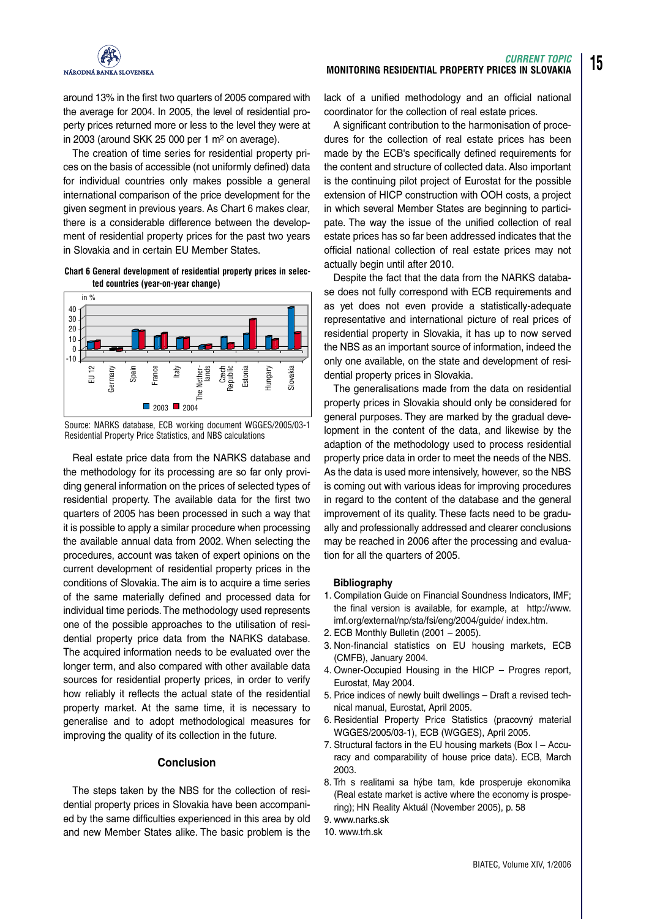around 13% in the first two quarters of 2005 compared with the average for 2004. In 2005, the level of residential property prices returned more or less to the level they were at in 2003 (around SKK 25 000 per 1 m² on average).

The creation of time series for residential property prices on the basis of accessible (not uniformly defined) data for individual countries only makes possible a general international comparison of the price development for the given segment in previous years. As Chart 6 makes clear, there is a considerable difference between the development of residential property prices for the past two years in Slovakia and in certain EU Member States.

**Chart 6 General development of residential property prices in selected countries (year-on-year change)**

in %

40
30
20
10
0
-10

EU 12, Germany, Spain, France, Italy, The Netherlands, Czech Republic, Estonia, Hungary, Slovakia

2003 2004

Source: NARKS database, ECB working document WGGES/2005/03-1 Residential Property Price Statistics, and NBS calculations

Real estate price data from the NARKS database and the methodology for its processing are so far only providing general information on the prices of selected types of residential property. The available data for the first two quarters of 2005 has been processed in such a way that it is possible to apply a similar procedure when processing the available annual data from 2002. When selecting the procedures, account was taken of expert opinions on the current development of residential property prices in the conditions of Slovakia. The aim is to acquire a time series of the same materially defined and processed data for individual time periods. The methodology used represents one of the possible approaches to the utilisation of residential property price data from the NARKS database. The acquired information needs to be evaluated over the longer term, and also compared with other available data sources for residential property prices, in order to verify how reliably it reflects the actual state of the residential property market. At the same time, it is necessary to generalise and to adopt methodological measures for improving the quality of its collection in the future.

## Conclusion

The steps taken by the NBS for the collection of residential property prices in Slovakia have been accompanied by the same difficulties experienced in this area by old and new Member States alike. The basic problem is the lack of a unified methodology and an official national coordinator for the collection of real estate prices.

A significant contribution to the harmonisation of procedures for the collection of real estate prices has been made by the ECB's specifically defined requirements for the content and structure of collected data. Also important is the continuing pilot project of Eurostat for the possible extension of HICP construction with OOH costs, a project in which several Member States are beginning to participate. The way the issue of the unified collection of real estate prices has so far been addressed indicates that the official national collection of real estate prices may not actually begin until after 2010.

Despite the fact that the data from the NARKS database does not fully correspond with ECB requirements and as yet does not even provide a statistically-adequate representative and international picture of real prices of residential property in Slovakia, it has up to now served the NBS as an important source of information, indeed the only one available, on the state and development of residential property prices in Slovakia.

The generalisations made from the data on residential property prices in Slovakia should only be considered for general purposes. They are marked by the gradual development in the content of the data, and likewise by the adaption of the methodology used to process residential property price data in order to meet the needs of the NBS. As the data is used more intensively, however, so the NBS is coming out with various ideas for improving procedures in regard to the content of the database and the general improvement of its quality. These facts need to be gradually and professionally addressed and clearer conclusions may be reached in 2006 after the processing and evaluation for all the quarters of 2005.

### Bibliography

1. Compilation Guide on Financial Soundness Indicators, IMF; the final version is available, for example, at http://www.imf.org/external/np/sta/fsi/eng/2004/guide/ index.htm.
2. ECB Monthly Bulletin (2001 – 2005).
3. Non-financial statistics on EU housing markets, ECB (CMFB), January 2004.
4. Owner-Occupied Housing in the HICP – Progres report, Eurostat, May 2004.
5. Price indices of newly built dwellings – Draft a revised technical manual, Eurostat, April 2005.
6. Residential Property Price Statistics (pracovný material WGGES/2005/03-1), ECB (WGGES), April 2005.
7. Structural factors in the EU housing markets (Box I – Accuracy and comparability of house price data). ECB, March 2003.
8. Trh s realitami sa hýbe tam, kde prosperuje ekonomika (Real estate market is active where the economy is prospering); HN Reality Aktuál (November 2005), p. 58
9. www.narks.sk
10. www.trh.sk